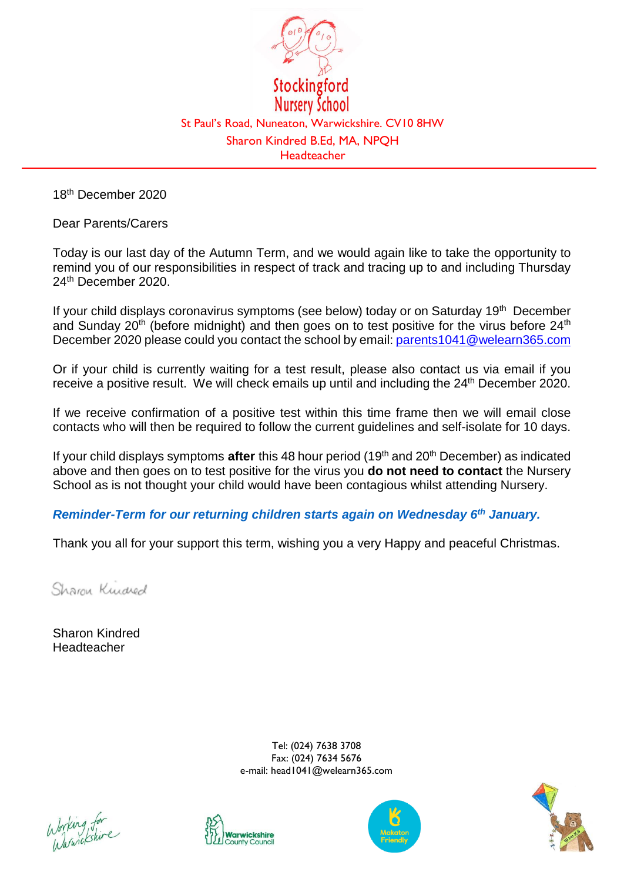# Stockingford Nursery School

St Paul's Road, Nuneaton, Warwickshire. CV10 8HW

Sharon Kindred B.Ed, MA, NPQH

Headteacher

---

18th December 2020

Dear Parents/Carers

Today is our last day of the Autumn Term, and we would again like to take the opportunity to remind you of our responsibilities in respect of track and tracing up to and including Thursday 24th December 2020.

If your child displays coronavirus symptoms (see below) today or on Saturday 19th December and Sunday 20th (before midnight) and then goes on to test positive for the virus before 24th December 2020 please could you contact the school by email: parents1041@welearn365.com

Or if your child is currently waiting for a test result, please also contact us via email if you receive a positive result. We will check emails up until and including the 24th December 2020.

If we receive confirmation of a positive test within this time frame then we will email close contacts who will then be required to follow the current guidelines and self-isolate for 10 days.

If your child displays symptoms **after** this 48 hour period (19th and 20th December) as indicated above and then goes on to test positive for the virus you **do not need to contact** the Nursery School as is not thought your child would have been contagious whilst attending Nursery.

***Reminder-Term for our returning children starts again on Wednesday 6th January.***

Thank you all for your support this term, wishing you a very Happy and peaceful Christmas.

Sharon Kindred

Sharon Kindred
Headteacher

Tel: (024) 7638 3708
Fax: (024) 7634 5676
e-mail: head1041@welearn365.com

Working for Warwickshire | Warwickshire County Council | Makaton Friendly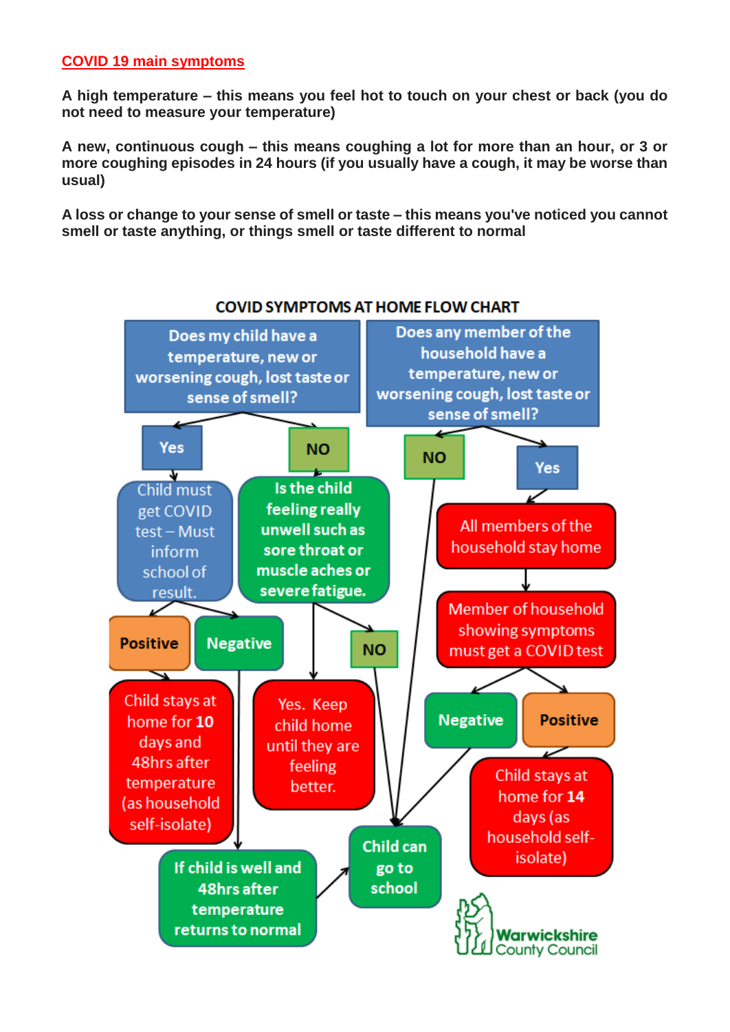**COVID 19 main symptoms**

**A high temperature – this means you feel hot to touch on your chest or back (you do not need to measure your temperature)**

**A new, continuous cough – this means coughing a lot for more than an hour, or 3 or more coughing episodes in 24 hours (if you usually have a cough, it may be worse than usual)**

**A loss or change to your sense of smell or taste – this means you've noticed you cannot smell or taste anything, or things smell or taste different to normal**

COVID SYMPTOMS AT HOME FLOW CHART

Does my child have a temperature, new or worsening cough, lost taste or sense of smell?

Yes

Child must get COVID test – Must inform school of result.

Positive

Child stays at home for **10** days and 48hrs after temperature (as household self-isolate)

Negative

If child is well and 48hrs after temperature returns to normal

NO

Is the child feeling really unwell such as sore throat or muscle aches or severe fatigue.

Yes. Keep child home until they are feeling better.

NO

Child can go to school

Does any member of the household have a temperature, new or worsening cough, lost taste or sense of smell?

NO

Yes

All members of the household stay home

Member of household showing symptoms must get a COVID test

Negative

Positive

Child stays at home for **14** days (as household self-isolate)

Warwickshire County Council